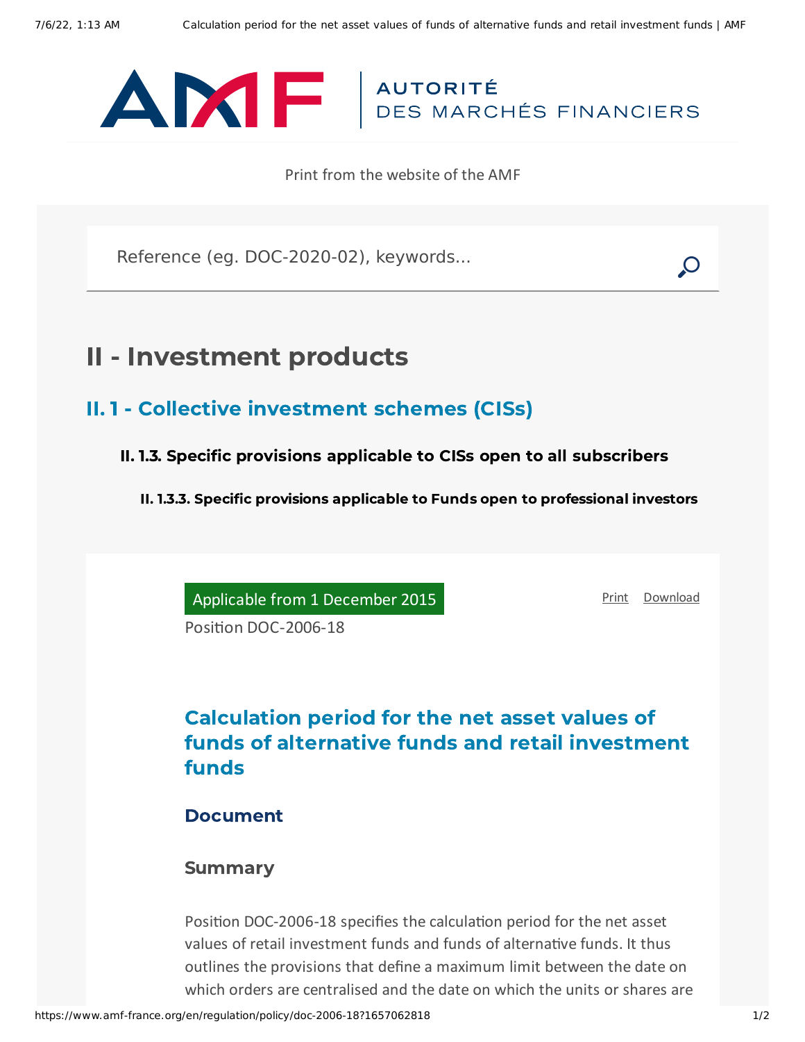Print from the website of the AMF

Reference (eg. DOC-2020-02), keywords...

# II - Investment products

## II. 1 - Collective investment schemes (CISs)

### II. 1.3. Specific provisions applicable to CISs open to all subscribers

#### II. 1.3.3. Specific provisions applicable to Funds open to professional investors

Applicable from 1 December 2015

Print Download

Position DOC-2006-18

## Calculation period for the net asset values of funds of alternative funds and retail investment funds

### Document

#### Summary

Position DOC-2006-18 specifies the calculation period for the net asset values of retail investment funds and funds of alternative funds. It thus outlines the provisions that define a maximum limit between the date on which orders are centralised and the date on which the units or shares are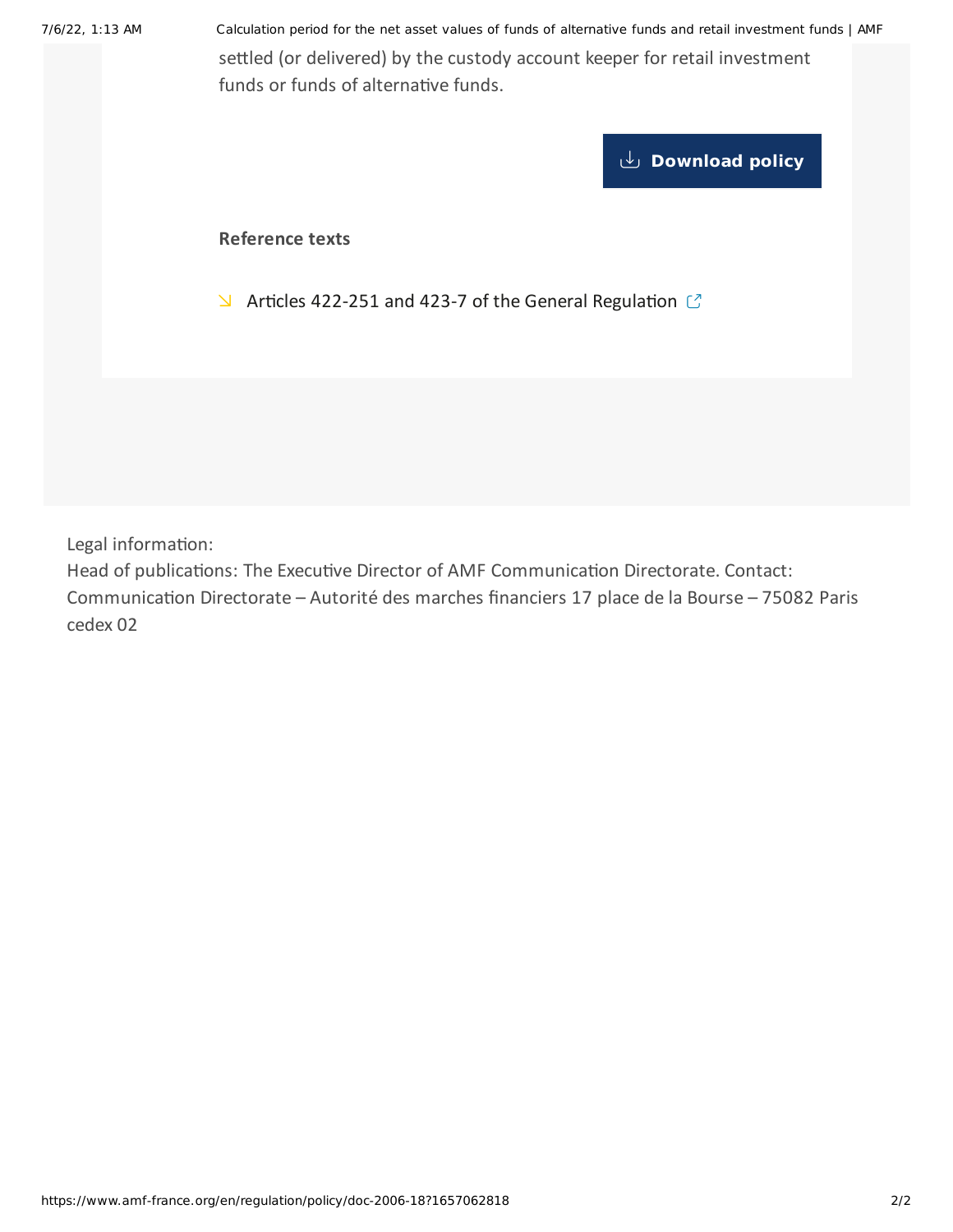settled (or delivered) by the custody account keeper for retail investment funds or funds of alternative funds.

Download policy

**Reference texts**

- Articles 422-251 and 423-7 of the General Regulation

Legal information:
Head of publications: The Executive Director of AMF Communication Directorate. Contact: Communication Directorate – Autorité des marches financiers 17 place de la Bourse – 75082 Paris cedex 02